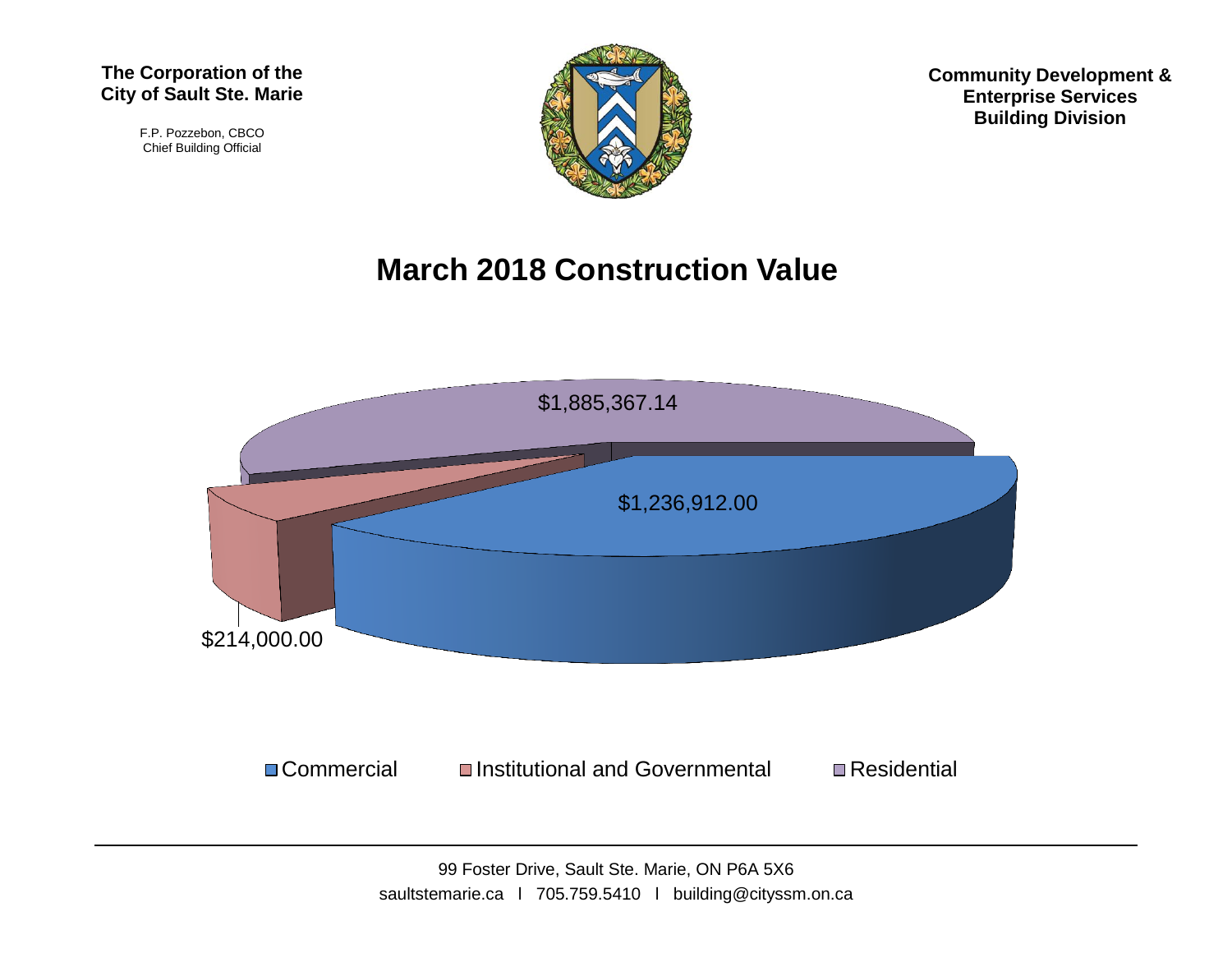**The Corporation of the City of Sault Ste. Marie**

F.P. Pozzebon, CBCO
Chief Building Official

**Community Development & Enterprise Services Building Division**

# March 2018 Construction Value

$1,885,367.14

$1,236,912.00

$214,000.00

Commercial    Institutional and Governmental    Residential

99 Foster Drive, Sault Ste. Marie, ON P6A 5X6
saultstemarie.ca l 705.759.5410 l building@cityssm.on.ca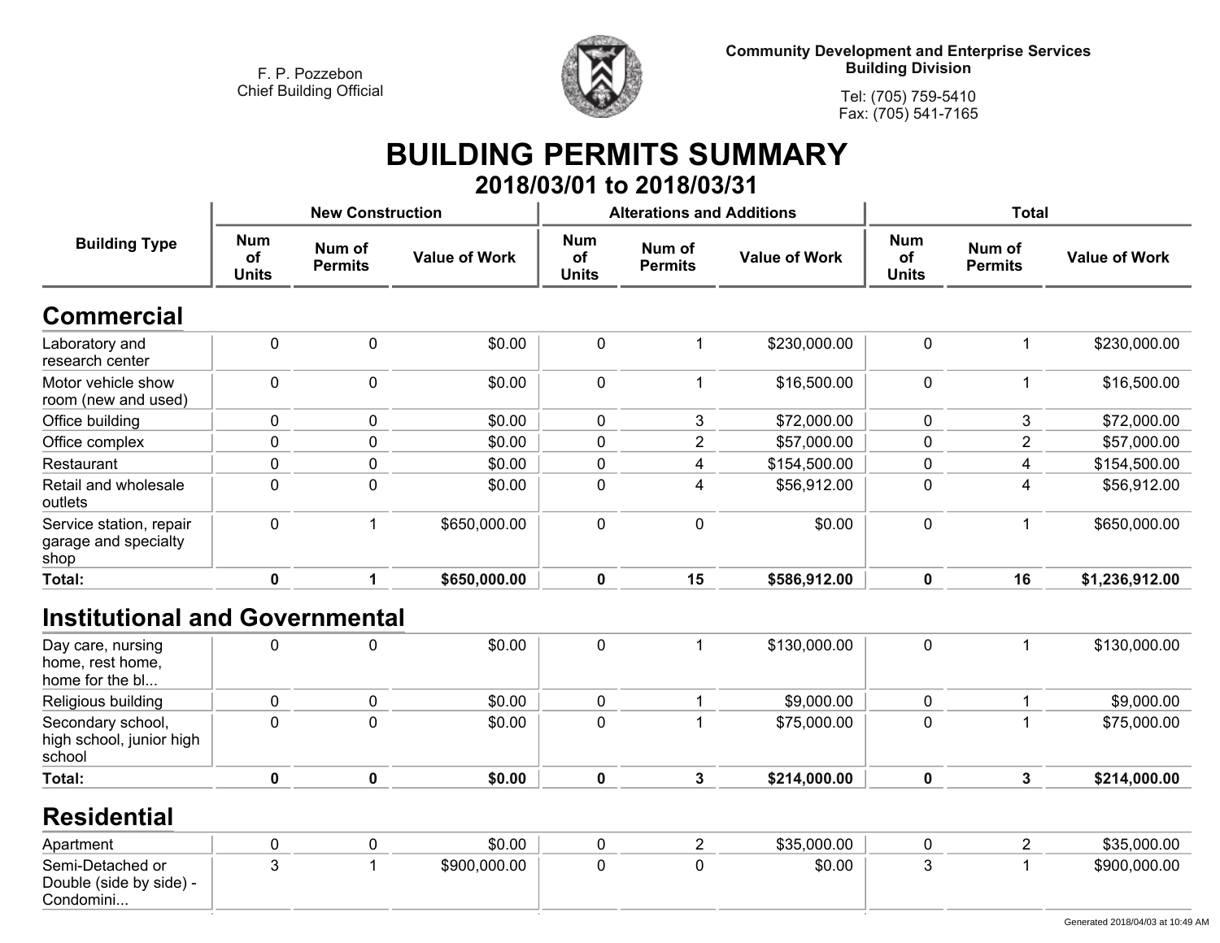F. P. Pozzebon
Chief Building Official

Community Development and Enterprise Services
Building Division

Tel: (705) 759-5410
Fax: (705) 541-7165

# BUILDING PERMITS SUMMARY

## 2018/03/01 to 2018/03/31

| Building Type | New Construction | | | Alterations and Additions | | | Total | | |
|---|---|---|---|---|---|---|---|---|---|
| | Num of Units | Num of Permits | Value of Work | Num of Units | Num of Permits | Value of Work | Num of Units | Num of Permits | Value of Work |
| **Commercial** | | | | | | | | | |
| Laboratory and research center | 0 | 0 | $0.00 | 0 | 1 | $230,000.00 | 0 | 1 | $230,000.00 |
| Motor vehicle show room (new and used) | 0 | 0 | $0.00 | 0 | 1 | $16,500.00 | 0 | 1 | $16,500.00 |
| Office building | 0 | 0 | $0.00 | 0 | 3 | $72,000.00 | 0 | 3 | $72,000.00 |
| Office complex | 0 | 0 | $0.00 | 0 | 2 | $57,000.00 | 0 | 2 | $57,000.00 |
| Restaurant | 0 | 0 | $0.00 | 0 | 4 | $154,500.00 | 0 | 4 | $154,500.00 |
| Retail and wholesale outlets | 0 | 0 | $0.00 | 0 | 4 | $56,912.00 | 0 | 4 | $56,912.00 |
| Service station, repair garage and specialty shop | 0 | 1 | $650,000.00 | 0 | 0 | $0.00 | 0 | 1 | $650,000.00 |
| **Total:** | **0** | **1** | **$650,000.00** | **0** | **15** | **$586,912.00** | **0** | **16** | **$1,236,912.00** |
| **Institutional and Governmental** | | | | | | | | | |
| Day care, nursing home, rest home, home for the bl... | 0 | 0 | $0.00 | 0 | 1 | $130,000.00 | 0 | 1 | $130,000.00 |
| Religious building | 0 | 0 | $0.00 | 0 | 1 | $9,000.00 | 0 | 1 | $9,000.00 |
| Secondary school, high school, junior high school | 0 | 0 | $0.00 | 0 | 1 | $75,000.00 | 0 | 1 | $75,000.00 |
| **Total:** | **0** | **0** | **$0.00** | **0** | **3** | **$214,000.00** | **0** | **3** | **$214,000.00** |
| **Residential** | | | | | | | | | |
| Apartment | 0 | 0 | $0.00 | 0 | 2 | $35,000.00 | 0 | 2 | $35,000.00 |
| Semi-Detached or Double (side by side) - Condomini... | 3 | 1 | $900,000.00 | 0 | 0 | $0.00 | 3 | 1 | $900,000.00 |

Generated 2018/04/03 at 10:49 AM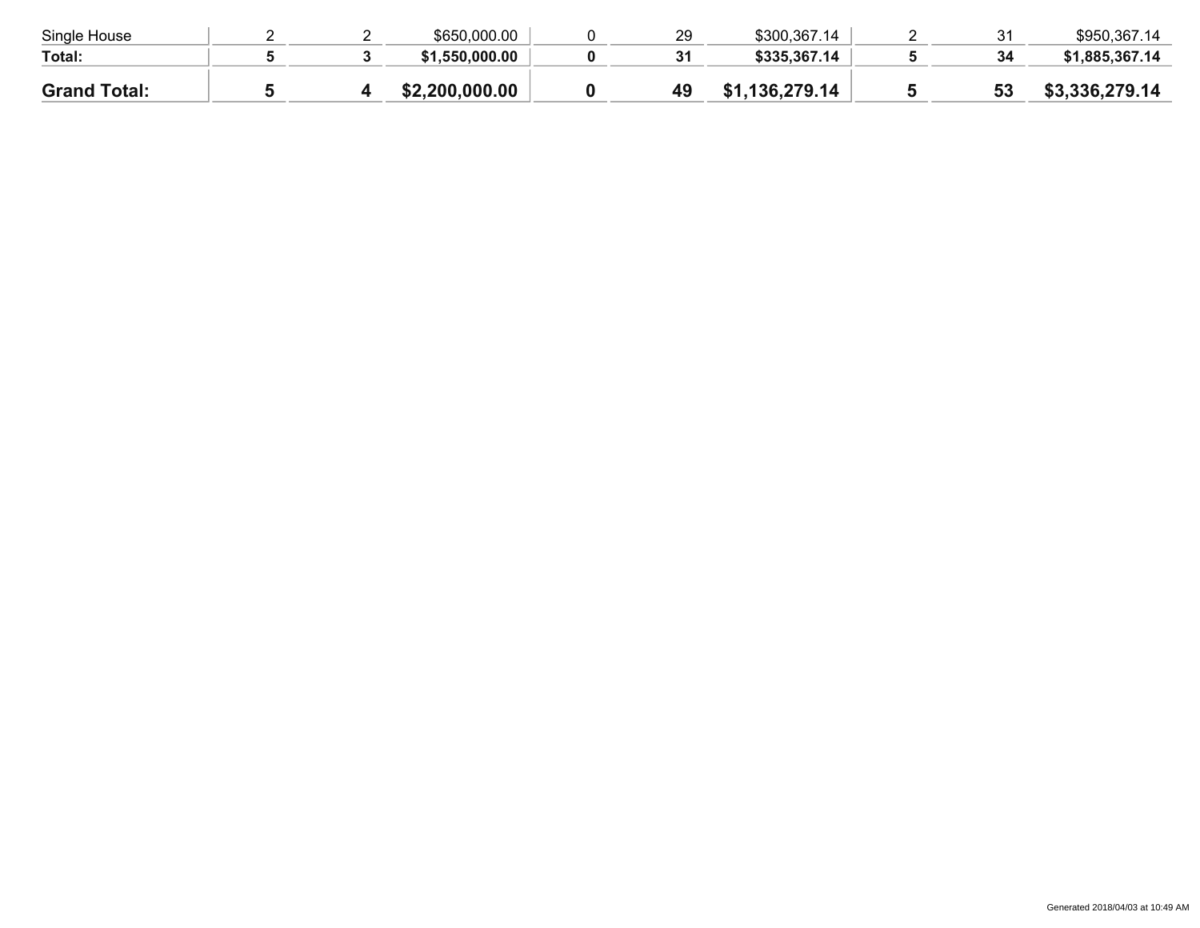| | | | | | | | | | |
|---|---|---|---|---|---|---|---|---|---|
| Single House | 2 | 2 | $650,000.00 | 0 | 29 | $300,367.14 | 2 | 31 | $950,367.14 |
| **Total:** | **5** | **3** | **$1,550,000.00** | **0** | **31** | **$335,367.14** | **5** | **34** | **$1,885,367.14** |
| **Grand Total:** | **5** | **4** | **$2,200,000.00** | **0** | **49** | **$1,136,279.14** | **5** | **53** | **$3,336,279.14** |

Generated 2018/04/03 at 10:49 AM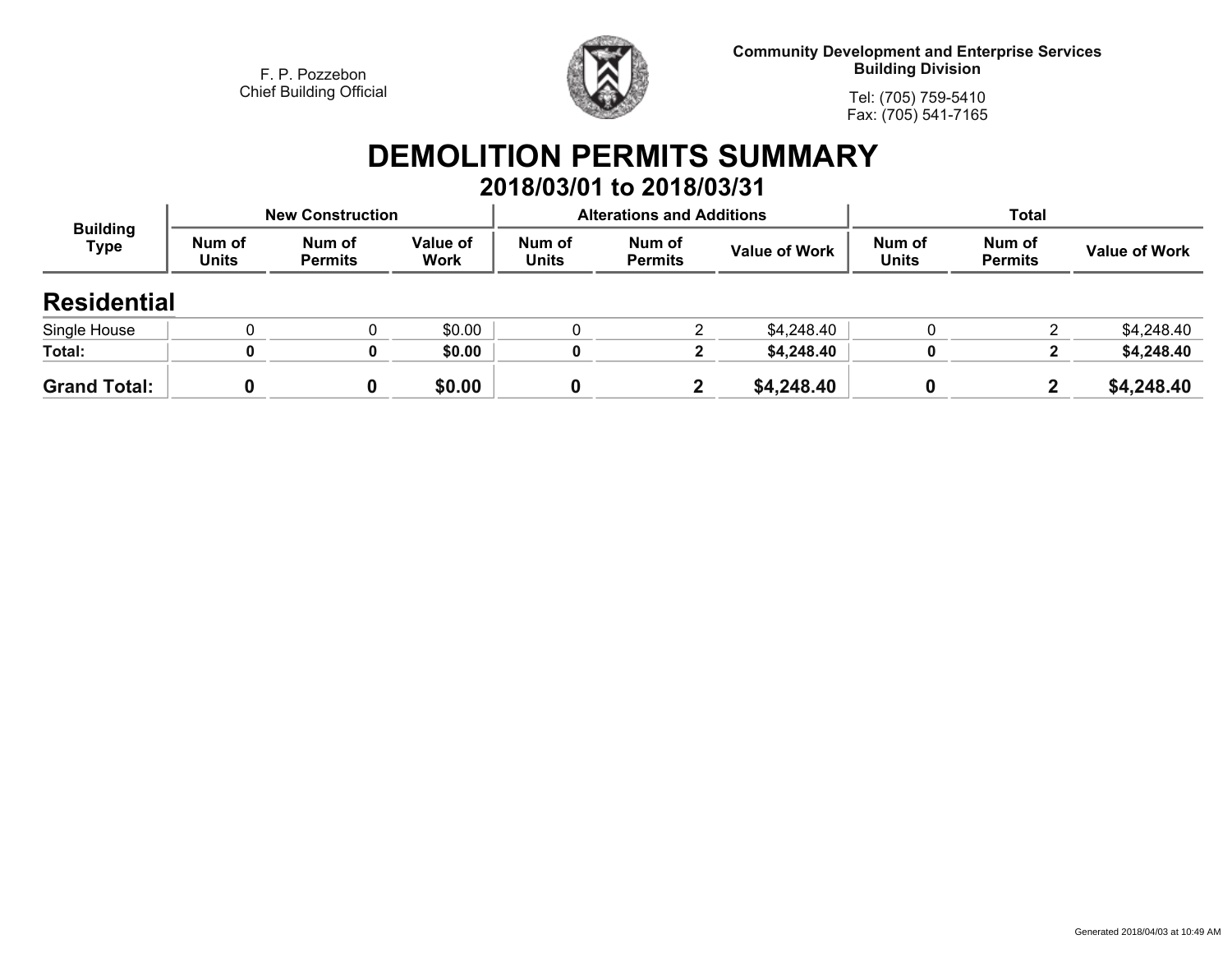F. P. Pozzebon
Chief Building Official

**Community Development and Enterprise Services**
**Building Division**

Tel: (705) 759-5410
Fax: (705) 541-7165

# DEMOLITION PERMITS SUMMARY

## 2018/03/01 to 2018/03/31

| Building Type | New Construction | | | Alterations and Additions | | | Total | | |
|---|---|---|---|---|---|---|---|---|---|
| | Num of Units | Num of Permits | Value of Work | Num of Units | Num of Permits | Value of Work | Num of Units | Num of Permits | Value of Work |
| **Residential** | | | | | | | | | |
| Single House | 0 | 0 | $0.00 | 0 | 2 | $4,248.40 | 0 | 2 | $4,248.40 |
| **Total:** | **0** | **0** | **$0.00** | **0** | **2** | **$4,248.40** | **0** | **2** | **$4,248.40** |
| **Grand Total:** | **0** | **0** | **$0.00** | **0** | **2** | **$4,248.40** | **0** | **2** | **$4,248.40** |

Generated 2018/04/03 at 10:49 AM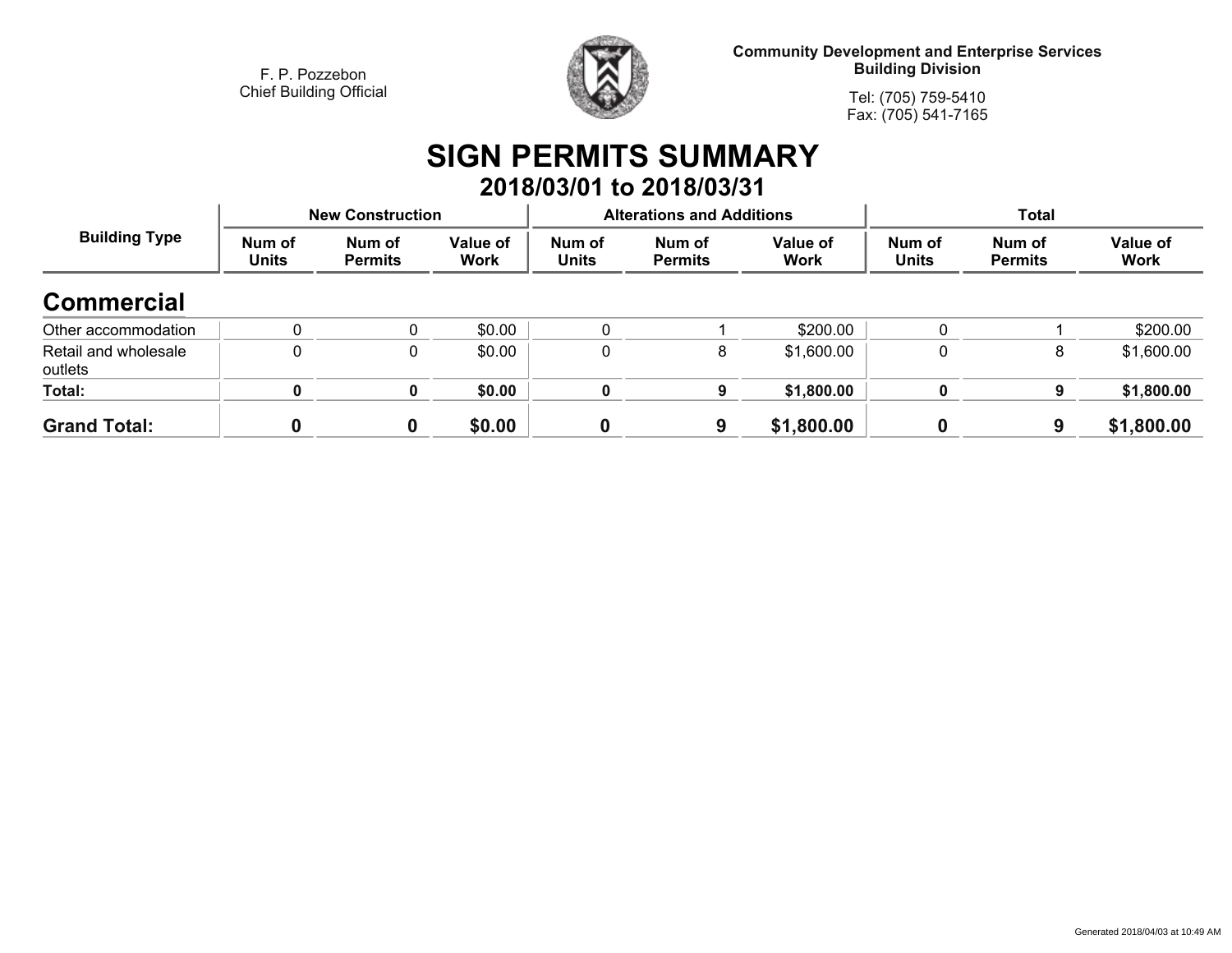F. P. Pozzebon
Chief Building Official

**Community Development and Enterprise Services**
**Building Division**

Tel: (705) 759-5410
Fax: (705) 541-7165

# SIGN PERMITS SUMMARY

## 2018/03/01 to 2018/03/31

| Building Type | New Construction | | | Alterations and Additions | | | Total | | |
|---|---|---|---|---|---|---|---|---|---|
| | Num of Units | Num of Permits | Value of Work | Num of Units | Num of Permits | Value of Work | Num of Units | Num of Permits | Value of Work |
| **Commercial** | | | | | | | | | |
| Other accommodation | 0 | 0 | $0.00 | 0 | 1 | $200.00 | 0 | 1 | $200.00 |
| Retail and wholesale outlets | 0 | 0 | $0.00 | 0 | 8 | $1,600.00 | 0 | 8 | $1,600.00 |
| **Total:** | **0** | **0** | **$0.00** | **0** | **9** | **$1,800.00** | **0** | **9** | **$1,800.00** |
| **Grand Total:** | **0** | **0** | **$0.00** | **0** | **9** | **$1,800.00** | **0** | **9** | **$1,800.00** |

Generated 2018/04/03 at 10:49 AM